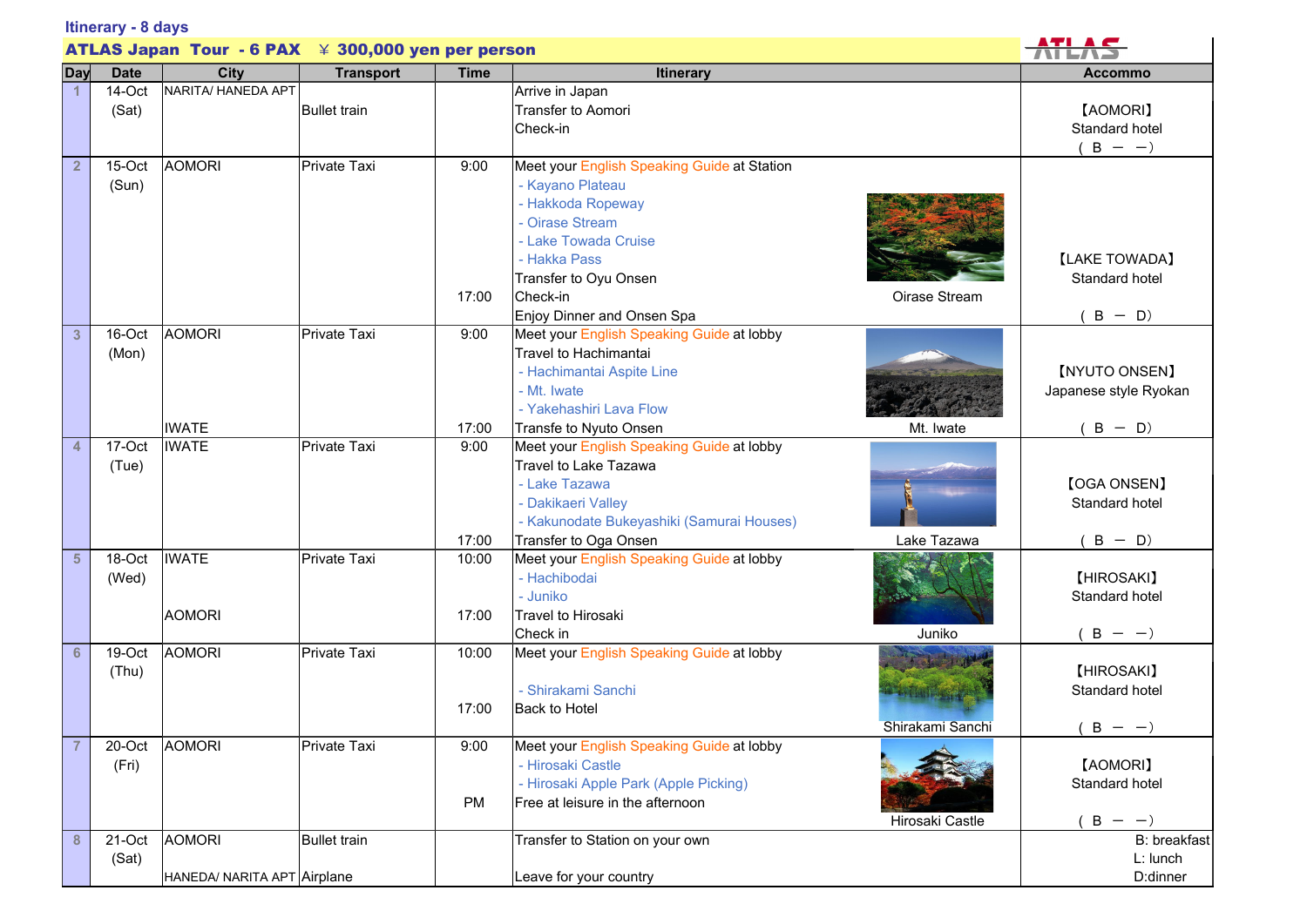**Itinerary - 8 days**

**ATLAS Japan Tour - 6 PAX ￥300,000 yen per person**

ATLAS

| Day | Date | City | Transport | Time | Itinerary | Accommo |
|---|---|---|---|---|---|---|
| 1 | 14-Oct (Sat) | NARITA/ HANEDA APT | Bullet train | | Arrive in Japan<br>Transfer to Aomori<br>Check-in | 【AOMORI】<br>Standard hotel<br>（B － －） |
| 2 | 15-Oct (Sun) | AOMORI | Private Taxi | 9:00<br><br><br><br><br><br><br>17:00 | Meet your English Speaking Guide at Station<br>- Kayano Plateau<br>- Hakkoda Ropeway<br>- Oirase Stream<br>- Lake Towada Cruise<br>- Hakka Pass<br>Transfer to Oyu Onsen<br>Check-in<br>Enjoy Dinner and Onsen Spa<br>Oirase Stream | 【LAKE TOWADA】<br>Standard hotel<br>（B － D） |
| 3 | 16-Oct (Mon) | AOMORI<br><br><br><br><br>IWATE | Private Taxi | 9:00<br><br><br><br><br>17:00 | Meet your English Speaking Guide at lobby<br>Travel to Hachimantai<br>- Hachimantai Aspite Line<br>- Mt. Iwate<br>- Yakehashiri Lava Flow<br>Transfe to Nyuto Onsen<br>Mt. Iwate | 【NYUTO ONSEN】<br>Japanese style Ryokan<br>（B － D） |
| 4 | 17-Oct (Tue) | IWATE | Private Taxi | 9:00<br><br><br><br><br>17:00 | Meet your English Speaking Guide at lobby<br>Travel to Lake Tazawa<br>- Lake Tazawa<br>- Dakikaeri Valley<br>- Kakunodate Bukeyashiki (Samurai Houses)<br>Transfer to Oga Onsen<br>Lake Tazawa | 【OGA ONSEN】<br>Standard hotel<br>（B － D） |
| 5 | 18-Oct (Wed) | IWATE<br><br><br>AOMORI | Private Taxi | 10:00<br><br><br>17:00 | Meet your English Speaking Guide at lobby<br>- Hachibodai<br>- Juniko<br>Travel to Hirosaki<br>Check in<br>Juniko | 【HIROSAKI】<br>Standard hotel<br>（B － －） |
| 6 | 19-Oct (Thu) | AOMORI | Private Taxi | 10:00<br><br><br>17:00 | Meet your English Speaking Guide at lobby<br><br>- Shirakami Sanchi<br>Back to Hotel<br>Shirakami Sanchi | 【HIROSAKI】<br>Standard hotel<br>（B － －） |
| 7 | 20-Oct (Fri) | AOMORI | Private Taxi | 9:00<br><br><br>PM | Meet your English Speaking Guide at lobby<br>- Hirosaki Castle<br>- Hirosaki Apple Park (Apple Picking)<br>Free at leisure in the afternoon<br>Hirosaki Castle | 【AOMORI】<br>Standard hotel<br>（B － －） |
| 8 | 21-Oct (Sat) | AOMORI<br><br>HANEDA/ NARITA APT | Bullet train<br><br>Airplane | | Transfer to Station on your own<br><br>Leave for your country | B: breakfast<br>L: lunch<br>D:dinner |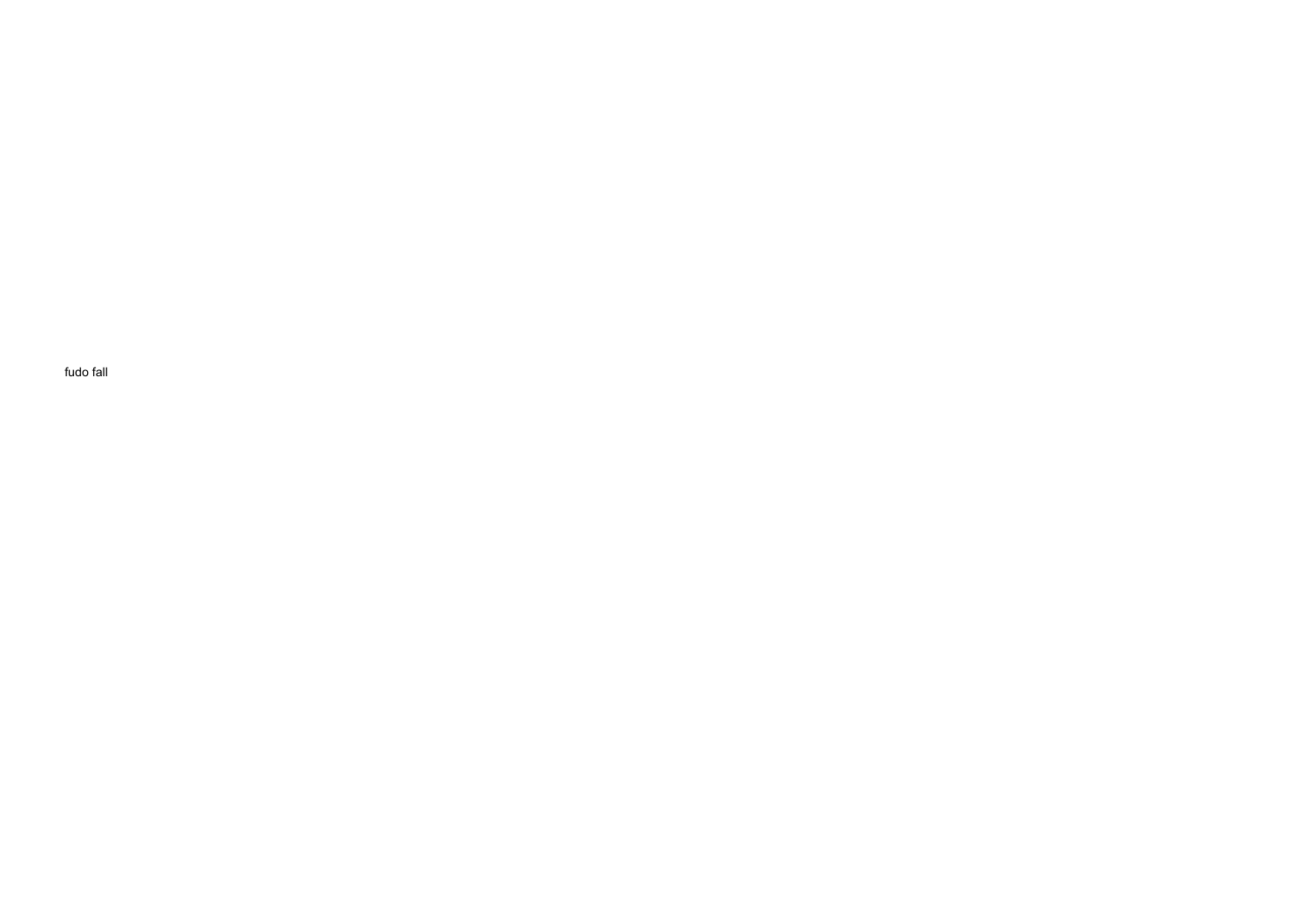fudo fall